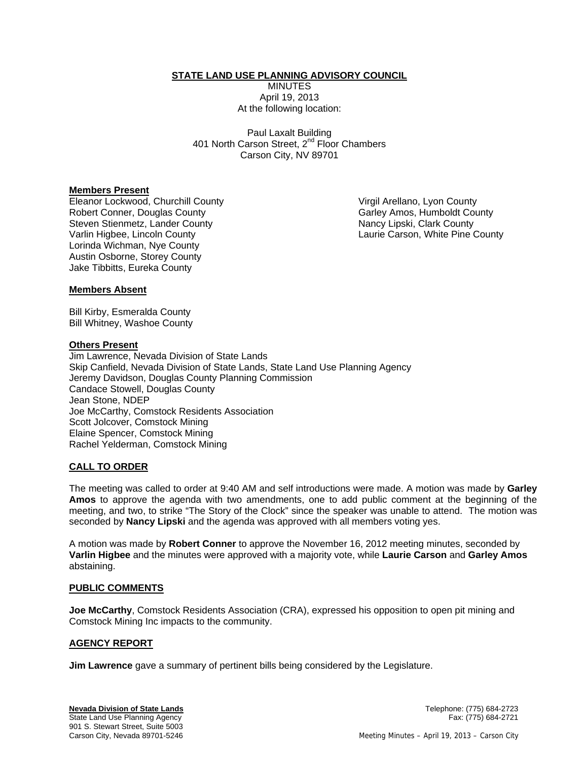**STATE LAND USE PLANNING ADVISORY COUNCIL**

MINUTES
April 19, 2013
At the following location:

Paul Laxalt Building
401 North Carson Street, 2nd Floor Chambers
Carson City, NV 89701

**Members Present**

Eleanor Lockwood, Churchill County
Robert Conner, Douglas County
Steven Stienmetz, Lander County
Varlin Higbee, Lincoln County
Lorinda Wichman, Nye County
Austin Osborne, Storey County
Jake Tibbitts, Eureka County
Virgil Arellano, Lyon County
Garley Amos, Humboldt County
Nancy Lipski, Clark County
Laurie Carson, White Pine County

**Members Absent**

Bill Kirby, Esmeralda County
Bill Whitney, Washoe County

**Others Present**

Jim Lawrence, Nevada Division of State Lands
Skip Canfield, Nevada Division of State Lands, State Land Use Planning Agency
Jeremy Davidson, Douglas County Planning Commission
Candace Stowell, Douglas County
Jean Stone, NDEP
Joe McCarthy, Comstock Residents Association
Scott Jolcover, Comstock Mining
Elaine Spencer, Comstock Mining
Rachel Yelderman, Comstock Mining

**CALL TO ORDER**

The meeting was called to order at 9:40 AM and self introductions were made. A motion was made by **Garley Amos** to approve the agenda with two amendments, one to add public comment at the beginning of the meeting, and two, to strike "The Story of the Clock" since the speaker was unable to attend. The motion was seconded by **Nancy Lipski** and the agenda was approved with all members voting yes.

A motion was made by **Robert Conner** to approve the November 16, 2012 meeting minutes, seconded by **Varlin Higbee** and the minutes were approved with a majority vote, while **Laurie Carson** and **Garley Amos** abstaining.

**PUBLIC COMMENTS**

**Joe McCarthy**, Comstock Residents Association (CRA), expressed his opposition to open pit mining and Comstock Mining Inc impacts to the community.

**AGENCY REPORT**

**Jim Lawrence** gave a summary of pertinent bills being considered by the Legislature.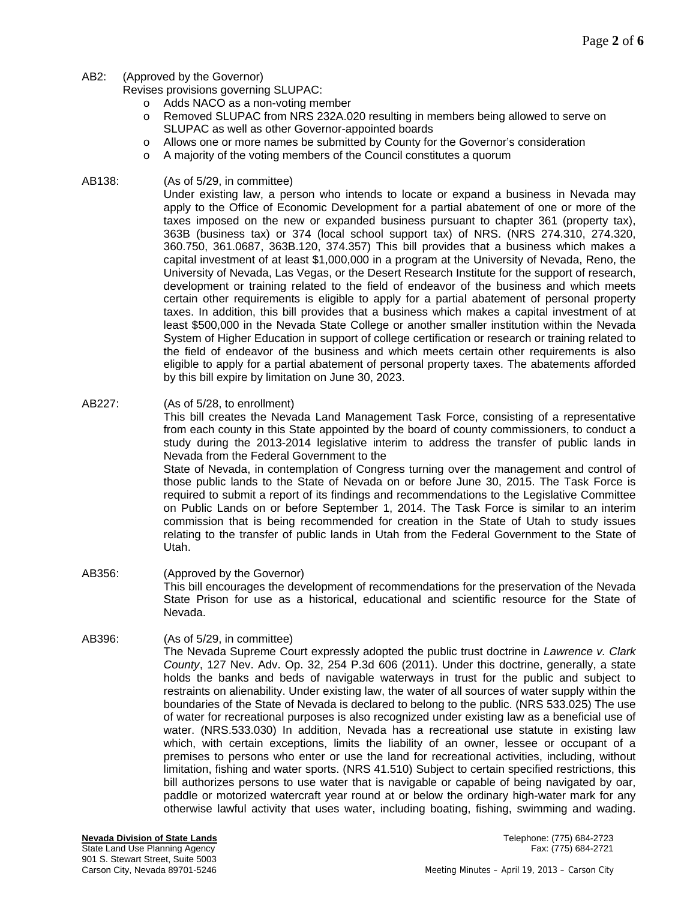AB2: (Approved by the Governor)

Revises provisions governing SLUPAC:

- Adds NACO as a non-voting member
- Removed SLUPAC from NRS 232A.020 resulting in members being allowed to serve on SLUPAC as well as other Governor-appointed boards
- Allows one or more names be submitted by County for the Governor's consideration
- A majority of the voting members of the Council constitutes a quorum

AB138: (As of 5/29, in committee)

Under existing law, a person who intends to locate or expand a business in Nevada may apply to the Office of Economic Development for a partial abatement of one or more of the taxes imposed on the new or expanded business pursuant to chapter 361 (property tax), 363B (business tax) or 374 (local school support tax) of NRS. (NRS 274.310, 274.320, 360.750, 361.0687, 363B.120, 374.357) This bill provides that a business which makes a capital investment of at least $1,000,000 in a program at the University of Nevada, Reno, the University of Nevada, Las Vegas, or the Desert Research Institute for the support of research, development or training related to the field of endeavor of the business and which meets certain other requirements is eligible to apply for a partial abatement of personal property taxes. In addition, this bill provides that a business which makes a capital investment of at least $500,000 in the Nevada State College or another smaller institution within the Nevada System of Higher Education in support of college certification or research or training related to the field of endeavor of the business and which meets certain other requirements is also eligible to apply for a partial abatement of personal property taxes. The abatements afforded by this bill expire by limitation on June 30, 2023.

AB227: (As of 5/28, to enrollment)

This bill creates the Nevada Land Management Task Force, consisting of a representative from each county in this State appointed by the board of county commissioners, to conduct a study during the 2013-2014 legislative interim to address the transfer of public lands in Nevada from the Federal Government to the

State of Nevada, in contemplation of Congress turning over the management and control of those public lands to the State of Nevada on or before June 30, 2015. The Task Force is required to submit a report of its findings and recommendations to the Legislative Committee on Public Lands on or before September 1, 2014. The Task Force is similar to an interim commission that is being recommended for creation in the State of Utah to study issues relating to the transfer of public lands in Utah from the Federal Government to the State of Utah.

AB356: (Approved by the Governor)

This bill encourages the development of recommendations for the preservation of the Nevada State Prison for use as a historical, educational and scientific resource for the State of Nevada.

AB396: (As of 5/29, in committee)

The Nevada Supreme Court expressly adopted the public trust doctrine in *Lawrence v. Clark County*, 127 Nev. Adv. Op. 32, 254 P.3d 606 (2011). Under this doctrine, generally, a state holds the banks and beds of navigable waterways in trust for the public and subject to restraints on alienability. Under existing law, the water of all sources of water supply within the boundaries of the State of Nevada is declared to belong to the public. (NRS 533.025) The use of water for recreational purposes is also recognized under existing law as a beneficial use of water. (NRS.533.030) In addition, Nevada has a recreational use statute in existing law which, with certain exceptions, limits the liability of an owner, lessee or occupant of a premises to persons who enter or use the land for recreational activities, including, without limitation, fishing and water sports. (NRS 41.510) Subject to certain specified restrictions, this bill authorizes persons to use water that is navigable or capable of being navigated by oar, paddle or motorized watercraft year round at or below the ordinary high-water mark for any otherwise lawful activity that uses water, including boating, fishing, swimming and wading.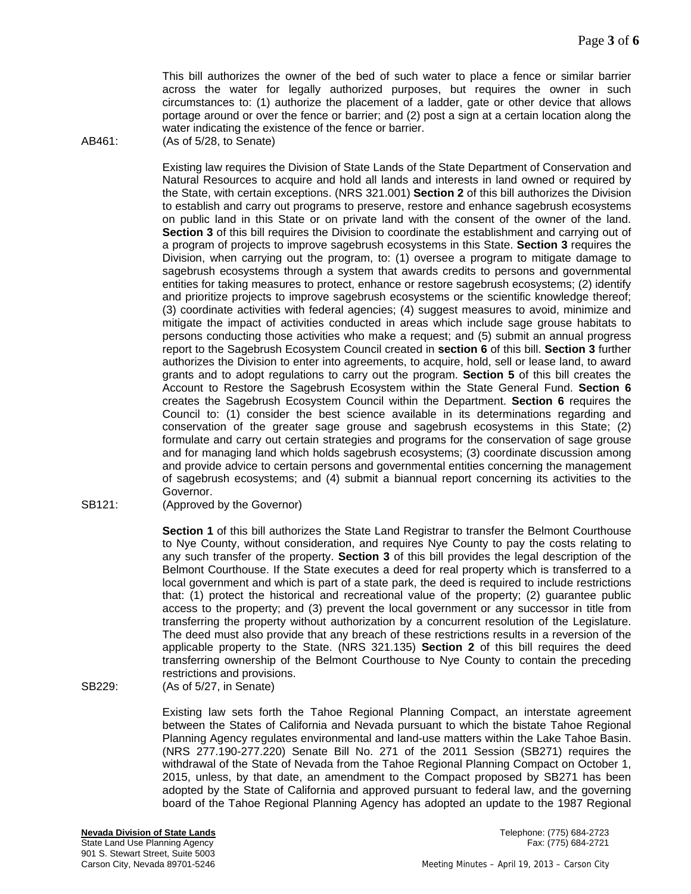This bill authorizes the owner of the bed of such water to place a fence or similar barrier across the water for legally authorized purposes, but requires the owner in such circumstances to: (1) authorize the placement of a ladder, gate or other device that allows portage around or over the fence or barrier; and (2) post a sign at a certain location along the water indicating the existence of the fence or barrier.

AB461: (As of 5/28, to Senate)

Existing law requires the Division of State Lands of the State Department of Conservation and Natural Resources to acquire and hold all lands and interests in land owned or required by the State, with certain exceptions. (NRS 321.001) **Section 2** of this bill authorizes the Division to establish and carry out programs to preserve, restore and enhance sagebrush ecosystems on public land in this State or on private land with the consent of the owner of the land. **Section 3** of this bill requires the Division to coordinate the establishment and carrying out of a program of projects to improve sagebrush ecosystems in this State. **Section 3** requires the Division, when carrying out the program, to: (1) oversee a program to mitigate damage to sagebrush ecosystems through a system that awards credits to persons and governmental entities for taking measures to protect, enhance or restore sagebrush ecosystems; (2) identify and prioritize projects to improve sagebrush ecosystems or the scientific knowledge thereof; (3) coordinate activities with federal agencies; (4) suggest measures to avoid, minimize and mitigate the impact of activities conducted in areas which include sage grouse habitats to persons conducting those activities who make a request; and (5) submit an annual progress report to the Sagebrush Ecosystem Council created in **section 6** of this bill. **Section 3** further authorizes the Division to enter into agreements, to acquire, hold, sell or lease land, to award grants and to adopt regulations to carry out the program. **Section 5** of this bill creates the Account to Restore the Sagebrush Ecosystem within the State General Fund. **Section 6** creates the Sagebrush Ecosystem Council within the Department. **Section 6** requires the Council to: (1) consider the best science available in its determinations regarding and conservation of the greater sage grouse and sagebrush ecosystems in this State; (2) formulate and carry out certain strategies and programs for the conservation of sage grouse and for managing land which holds sagebrush ecosystems; (3) coordinate discussion among and provide advice to certain persons and governmental entities concerning the management of sagebrush ecosystems; and (4) submit a biannual report concerning its activities to the Governor.

SB121: (Approved by the Governor)

**Section 1** of this bill authorizes the State Land Registrar to transfer the Belmont Courthouse to Nye County, without consideration, and requires Nye County to pay the costs relating to any such transfer of the property. **Section 3** of this bill provides the legal description of the Belmont Courthouse. If the State executes a deed for real property which is transferred to a local government and which is part of a state park, the deed is required to include restrictions that: (1) protect the historical and recreational value of the property; (2) guarantee public access to the property; and (3) prevent the local government or any successor in title from transferring the property without authorization by a concurrent resolution of the Legislature. The deed must also provide that any breach of these restrictions results in a reversion of the applicable property to the State. (NRS 321.135) **Section 2** of this bill requires the deed transferring ownership of the Belmont Courthouse to Nye County to contain the preceding restrictions and provisions.

SB229: (As of 5/27, in Senate)

Existing law sets forth the Tahoe Regional Planning Compact, an interstate agreement between the States of California and Nevada pursuant to which the bistate Tahoe Regional Planning Agency regulates environmental and land-use matters within the Lake Tahoe Basin. (NRS 277.190-277.220) Senate Bill No. 271 of the 2011 Session (SB271) requires the withdrawal of the State of Nevada from the Tahoe Regional Planning Compact on October 1, 2015, unless, by that date, an amendment to the Compact proposed by SB271 has been adopted by the State of California and approved pursuant to federal law, and the governing board of the Tahoe Regional Planning Agency has adopted an update to the 1987 Regional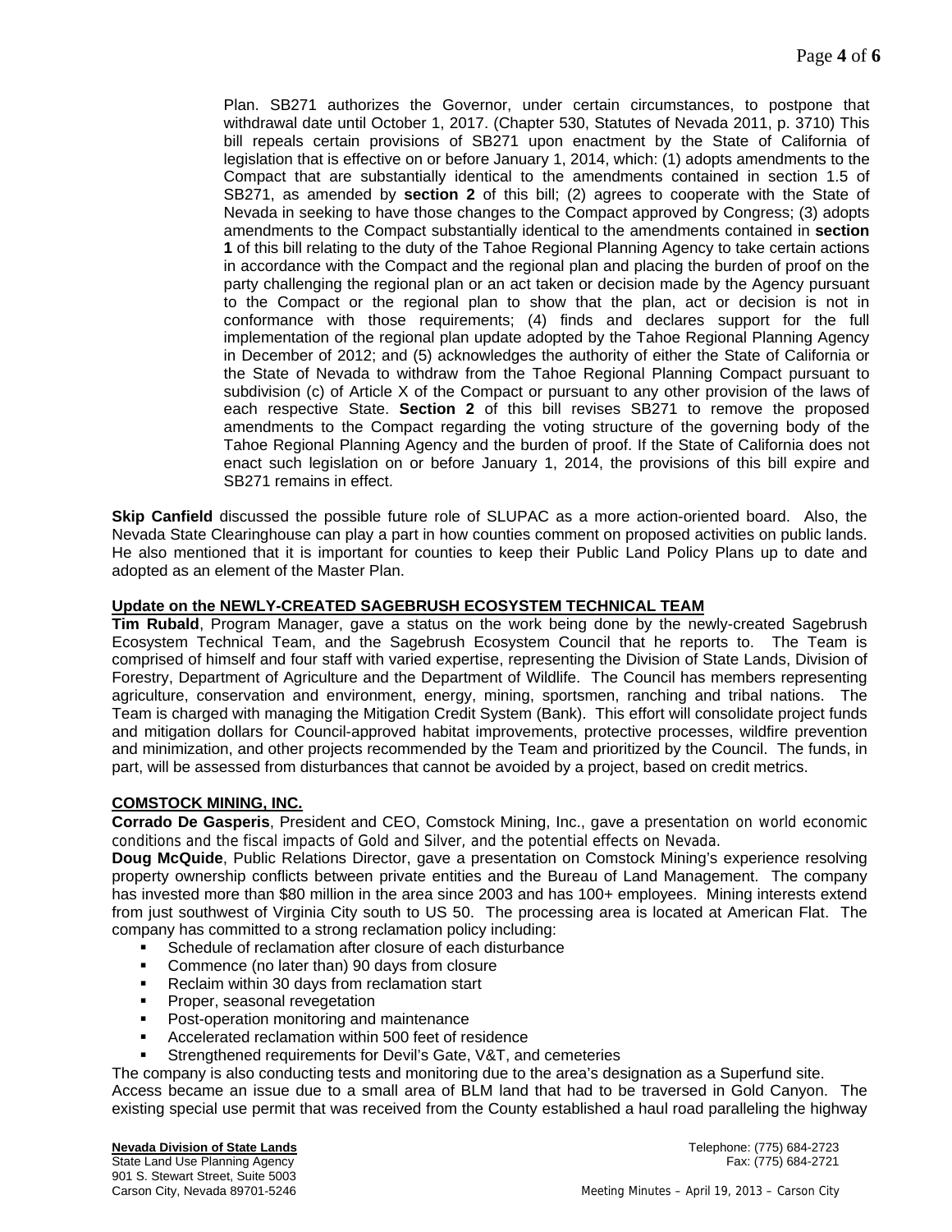Plan. SB271 authorizes the Governor, under certain circumstances, to postpone that withdrawal date until October 1, 2017. (Chapter 530, Statutes of Nevada 2011, p. 3710) This bill repeals certain provisions of SB271 upon enactment by the State of California of legislation that is effective on or before January 1, 2014, which: (1) adopts amendments to the Compact that are substantially identical to the amendments contained in section 1.5 of SB271, as amended by **section 2** of this bill; (2) agrees to cooperate with the State of Nevada in seeking to have those changes to the Compact approved by Congress; (3) adopts amendments to the Compact substantially identical to the amendments contained in **section 1** of this bill relating to the duty of the Tahoe Regional Planning Agency to take certain actions in accordance with the Compact and the regional plan and placing the burden of proof on the party challenging the regional plan or an act taken or decision made by the Agency pursuant to the Compact or the regional plan to show that the plan, act or decision is not in conformance with those requirements; (4) finds and declares support for the full implementation of the regional plan update adopted by the Tahoe Regional Planning Agency in December of 2012; and (5) acknowledges the authority of either the State of California or the State of Nevada to withdraw from the Tahoe Regional Planning Compact pursuant to subdivision (c) of Article X of the Compact or pursuant to any other provision of the laws of each respective State. **Section 2** of this bill revises SB271 to remove the proposed amendments to the Compact regarding the voting structure of the governing body of the Tahoe Regional Planning Agency and the burden of proof. If the State of California does not enact such legislation on or before January 1, 2014, the provisions of this bill expire and SB271 remains in effect.

**Skip Canfield** discussed the possible future role of SLUPAC as a more action-oriented board. Also, the Nevada State Clearinghouse can play a part in how counties comment on proposed activities on public lands. He also mentioned that it is important for counties to keep their Public Land Policy Plans up to date and adopted as an element of the Master Plan.

**Update on the NEWLY-CREATED SAGEBRUSH ECOSYSTEM TECHNICAL TEAM**

**Tim Rubald**, Program Manager, gave a status on the work being done by the newly-created Sagebrush Ecosystem Technical Team, and the Sagebrush Ecosystem Council that he reports to. The Team is comprised of himself and four staff with varied expertise, representing the Division of State Lands, Division of Forestry, Department of Agriculture and the Department of Wildlife. The Council has members representing agriculture, conservation and environment, energy, mining, sportsmen, ranching and tribal nations. The Team is charged with managing the Mitigation Credit System (Bank). This effort will consolidate project funds and mitigation dollars for Council-approved habitat improvements, protective processes, wildfire prevention and minimization, and other projects recommended by the Team and prioritized by the Council. The funds, in part, will be assessed from disturbances that cannot be avoided by a project, based on credit metrics.

**COMSTOCK MINING, INC.**

**Corrado De Gasperis**, President and CEO, Comstock Mining, Inc., gave a presentation on world economic conditions and the fiscal impacts of Gold and Silver, and the potential effects on Nevada.

**Doug McQuide**, Public Relations Director, gave a presentation on Comstock Mining's experience resolving property ownership conflicts between private entities and the Bureau of Land Management. The company has invested more than $80 million in the area since 2003 and has 100+ employees. Mining interests extend from just southwest of Virginia City south to US 50. The processing area is located at American Flat. The company has committed to a strong reclamation policy including:

- Schedule of reclamation after closure of each disturbance
- Commence (no later than) 90 days from closure
- Reclaim within 30 days from reclamation start
- Proper, seasonal revegetation
- Post-operation monitoring and maintenance
- Accelerated reclamation within 500 feet of residence
- Strengthened requirements for Devil's Gate, V&T, and cemeteries

The company is also conducting tests and monitoring due to the area's designation as a Superfund site.

Access became an issue due to a small area of BLM land that had to be traversed in Gold Canyon. The existing special use permit that was received from the County established a haul road paralleling the highway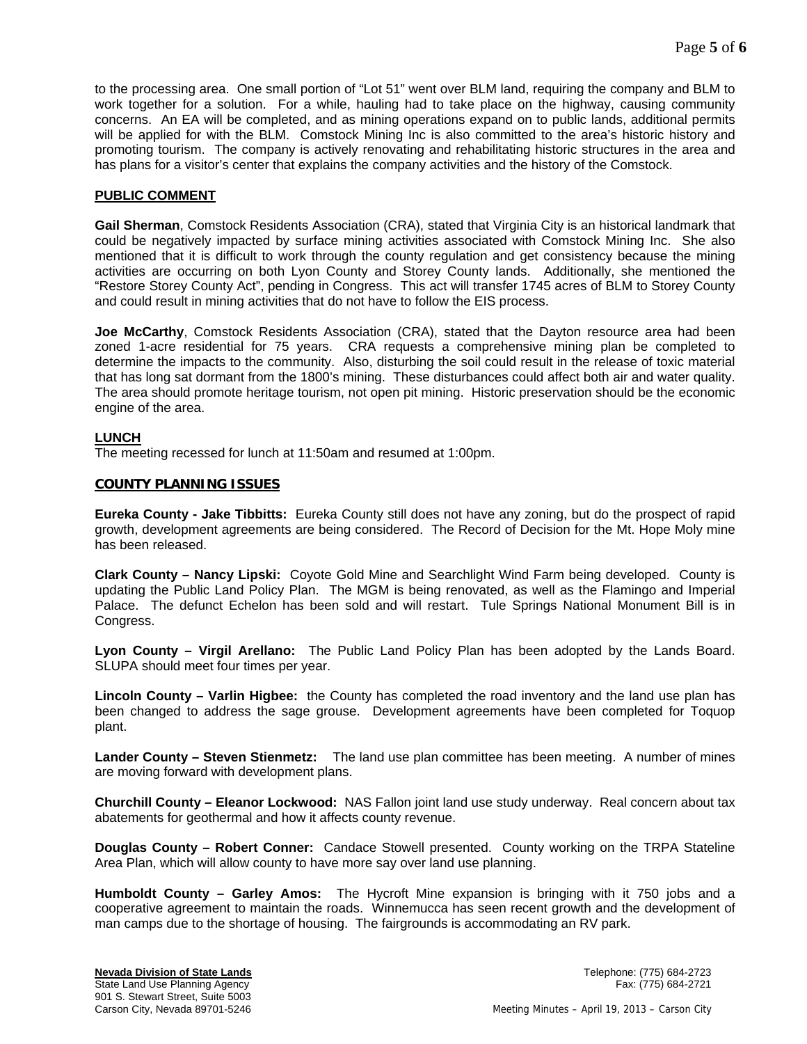to the processing area. One small portion of "Lot 51" went over BLM land, requiring the company and BLM to work together for a solution. For a while, hauling had to take place on the highway, causing community concerns. An EA will be completed, and as mining operations expand on to public lands, additional permits will be applied for with the BLM. Comstock Mining Inc is also committed to the area's historic history and promoting tourism. The company is actively renovating and rehabilitating historic structures in the area and has plans for a visitor's center that explains the company activities and the history of the Comstock.

## PUBLIC COMMENT

**Gail Sherman**, Comstock Residents Association (CRA), stated that Virginia City is an historical landmark that could be negatively impacted by surface mining activities associated with Comstock Mining Inc. She also mentioned that it is difficult to work through the county regulation and get consistency because the mining activities are occurring on both Lyon County and Storey County lands. Additionally, she mentioned the "Restore Storey County Act", pending in Congress. This act will transfer 1745 acres of BLM to Storey County and could result in mining activities that do not have to follow the EIS process.

**Joe McCarthy**, Comstock Residents Association (CRA), stated that the Dayton resource area had been zoned 1-acre residential for 75 years. CRA requests a comprehensive mining plan be completed to determine the impacts to the community. Also, disturbing the soil could result in the release of toxic material that has long sat dormant from the 1800's mining. These disturbances could affect both air and water quality. The area should promote heritage tourism, not open pit mining. Historic preservation should be the economic engine of the area.

## LUNCH

The meeting recessed for lunch at 11:50am and resumed at 1:00pm.

## COUNTY PLANNING ISSUES

**Eureka County - Jake Tibbitts:** Eureka County still does not have any zoning, but do the prospect of rapid growth, development agreements are being considered. The Record of Decision for the Mt. Hope Moly mine has been released.

**Clark County – Nancy Lipski:** Coyote Gold Mine and Searchlight Wind Farm being developed. County is updating the Public Land Policy Plan. The MGM is being renovated, as well as the Flamingo and Imperial Palace. The defunct Echelon has been sold and will restart. Tule Springs National Monument Bill is in Congress.

**Lyon County – Virgil Arellano:** The Public Land Policy Plan has been adopted by the Lands Board. SLUPA should meet four times per year.

**Lincoln County – Varlin Higbee:** the County has completed the road inventory and the land use plan has been changed to address the sage grouse. Development agreements have been completed for Toquop plant.

**Lander County – Steven Stienmetz:** The land use plan committee has been meeting. A number of mines are moving forward with development plans.

**Churchill County – Eleanor Lockwood:** NAS Fallon joint land use study underway. Real concern about tax abatements for geothermal and how it affects county revenue.

**Douglas County – Robert Conner:** Candace Stowell presented. County working on the TRPA Stateline Area Plan, which will allow county to have more say over land use planning.

**Humboldt County – Garley Amos:** The Hycroft Mine expansion is bringing with it 750 jobs and a cooperative agreement to maintain the roads. Winnemucca has seen recent growth and the development of man camps due to the shortage of housing. The fairgrounds is accommodating an RV park.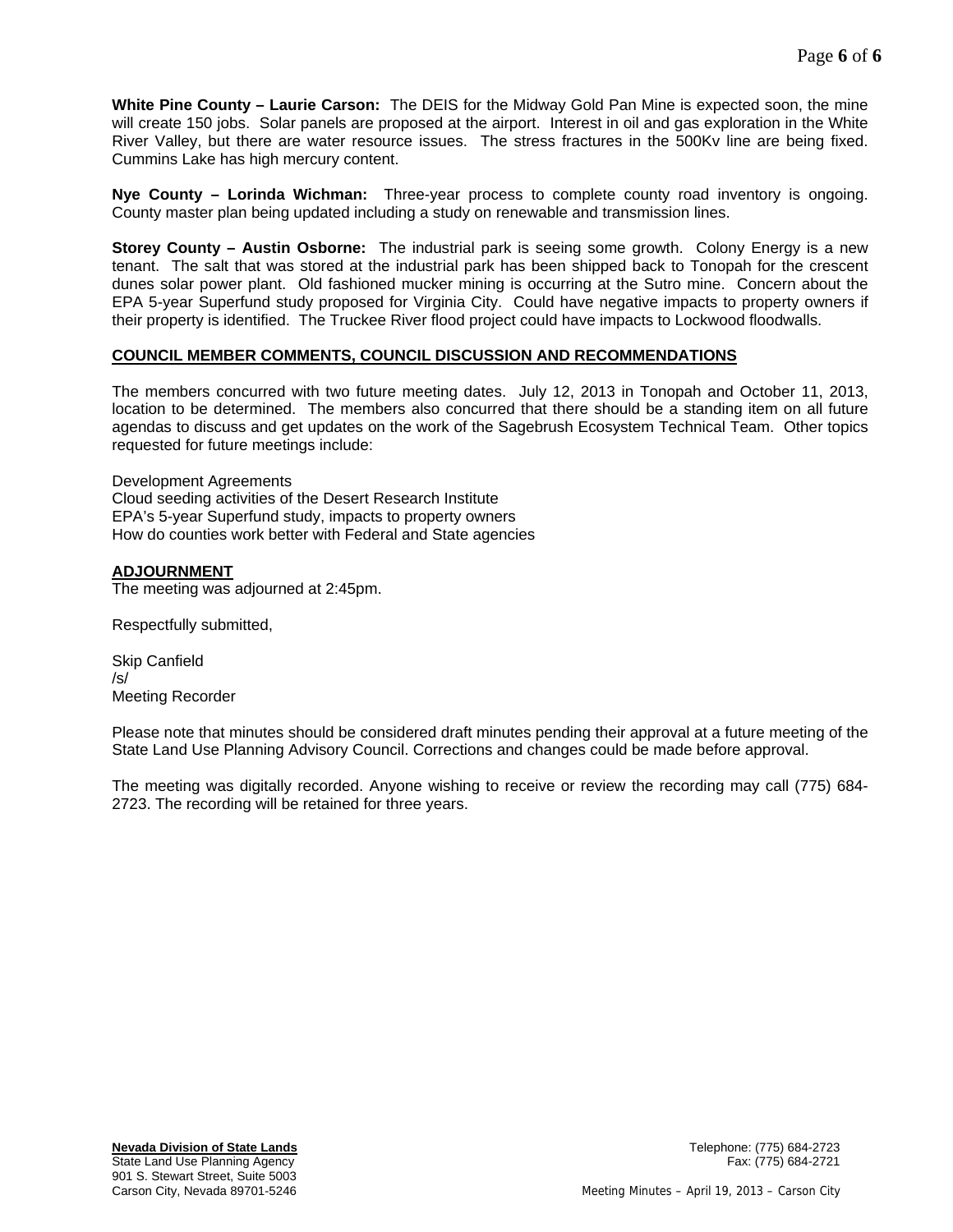**White Pine County – Laurie Carson:** The DEIS for the Midway Gold Pan Mine is expected soon, the mine will create 150 jobs. Solar panels are proposed at the airport. Interest in oil and gas exploration in the White River Valley, but there are water resource issues. The stress fractures in the 500Kv line are being fixed. Cummins Lake has high mercury content.

**Nye County – Lorinda Wichman:** Three-year process to complete county road inventory is ongoing. County master plan being updated including a study on renewable and transmission lines.

**Storey County – Austin Osborne:** The industrial park is seeing some growth. Colony Energy is a new tenant. The salt that was stored at the industrial park has been shipped back to Tonopah for the crescent dunes solar power plant. Old fashioned mucker mining is occurring at the Sutro mine. Concern about the EPA 5-year Superfund study proposed for Virginia City. Could have negative impacts to property owners if their property is identified. The Truckee River flood project could have impacts to Lockwood floodwalls.

**COUNCIL MEMBER COMMENTS, COUNCIL DISCUSSION AND RECOMMENDATIONS**

The members concurred with two future meeting dates. July 12, 2013 in Tonopah and October 11, 2013, location to be determined. The members also concurred that there should be a standing item on all future agendas to discuss and get updates on the work of the Sagebrush Ecosystem Technical Team. Other topics requested for future meetings include:

Development Agreements
Cloud seeding activities of the Desert Research Institute
EPA's 5-year Superfund study, impacts to property owners
How do counties work better with Federal and State agencies

**ADJOURNMENT**

The meeting was adjourned at 2:45pm.

Respectfully submitted,

Skip Canfield
/s/
Meeting Recorder

Please note that minutes should be considered draft minutes pending their approval at a future meeting of the State Land Use Planning Advisory Council. Corrections and changes could be made before approval.

The meeting was digitally recorded. Anyone wishing to receive or review the recording may call (775) 684-2723. The recording will be retained for three years.

**Nevada Division of State Lands**
State Land Use Planning Agency
901 S. Stewart Street, Suite 5003
Carson City, Nevada 89701-5246

Telephone: (775) 684-2723
Fax: (775) 684-2721

Meeting Minutes – April 19, 2013 – Carson City